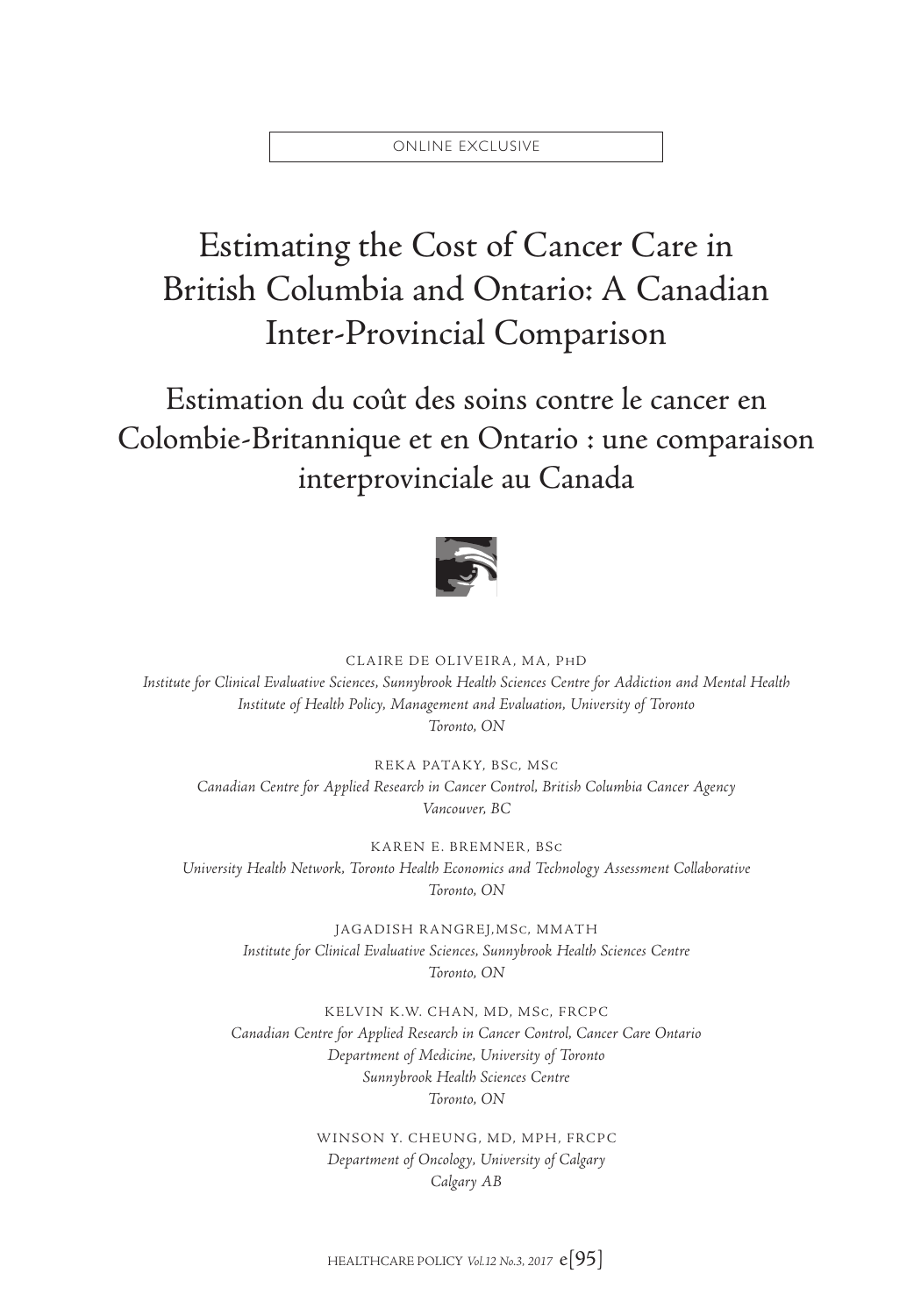ONLINE EXCLUSIVE

# Estimating the Cost of Cancer Care in British Columbia and Ontario: A Canadian Inter-Provincial Comparison

# Estimation du coût des soins contre le cancer en Colombie-Britannique et en Ontario : une comparaison interprovinciale au Canada

CLAIRE DE OLIVEIRA, MA, PhD
*Institute for Clinical Evaluative Sciences, Sunnybrook Health Sciences Centre for Addiction and Mental Health*
*Institute of Health Policy, Management and Evaluation, University of Toronto*
*Toronto, ON*

REKA PATAKY, BSc, MSc
*Canadian Centre for Applied Research in Cancer Control, British Columbia Cancer Agency*
*Vancouver, BC*

KAREN E. BREMNER, BSc
*University Health Network, Toronto Health Economics and Technology Assessment Collaborative*
*Toronto, ON*

JAGADISH RANGREJ,MSc, MMATH
*Institute for Clinical Evaluative Sciences, Sunnybrook Health Sciences Centre*
*Toronto, ON*

KELVIN K.W. CHAN, MD, MSc, FRCPC
*Canadian Centre for Applied Research in Cancer Control, Cancer Care Ontario*
*Department of Medicine, University of Toronto*
*Sunnybrook Health Sciences Centre*
*Toronto, ON*

WINSON Y. CHEUNG, MD, MPH, FRCPC
*Department of Oncology, University of Calgary*
*Calgary AB*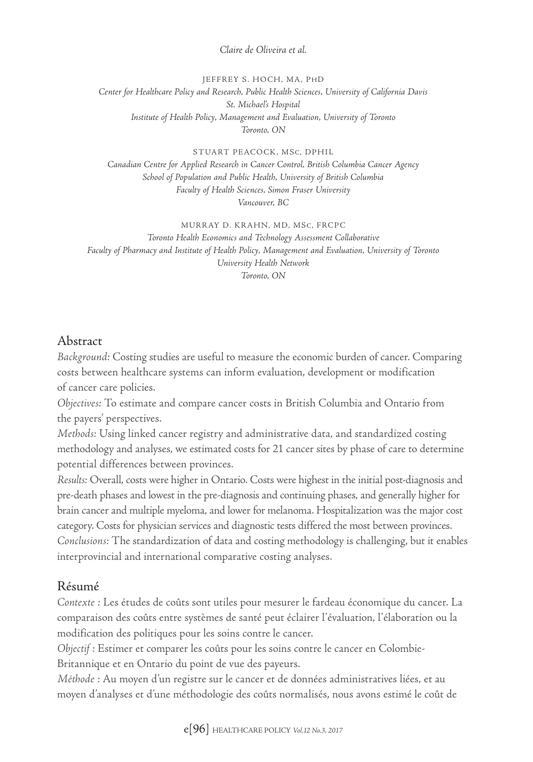JEFFREY S. HOCH, MA, PhD
*Center for Healthcare Policy and Research, Public Health Sciences, University of California Davis*
*St. Michael's Hospital*
*Institute of Health Policy, Management and Evaluation, University of Toronto*
*Toronto, ON*

STUART PEACOCK, MSc, DPHIL
*Canadian Centre for Applied Research in Cancer Control, British Columbia Cancer Agency*
*School of Population and Public Health, University of British Columbia*
*Faculty of Health Sciences, Simon Fraser University*
*Vancouver, BC*

MURRAY D. KRAHN, MD, MSc, FRCPC
*Toronto Health Economics and Technology Assessment Collaborative*
*Faculty of Pharmacy and Institute of Health Policy, Management and Evaluation, University of Toronto*
*University Health Network*
*Toronto, ON*

## Abstract

*Background:* Costing studies are useful to measure the economic burden of cancer. Comparing costs between healthcare systems can inform evaluation, development or modification of cancer care policies.

*Objectives:* To estimate and compare cancer costs in British Columbia and Ontario from the payers' perspectives.

*Methods:* Using linked cancer registry and administrative data, and standardized costing methodology and analyses, we estimated costs for 21 cancer sites by phase of care to determine potential differences between provinces.

*Results:* Overall, costs were higher in Ontario. Costs were highest in the initial post-diagnosis and pre-death phases and lowest in the pre-diagnosis and continuing phases, and generally higher for brain cancer and multiple myeloma, and lower for melanoma. Hospitalization was the major cost category. Costs for physician services and diagnostic tests differed the most between provinces.

*Conclusions:* The standardization of data and costing methodology is challenging, but it enables interprovincial and international comparative costing analyses.

## Résumé

*Contexte :* Les études de coûts sont utiles pour mesurer le fardeau économique du cancer. La comparaison des coûts entre systèmes de santé peut éclairer l'évaluation, l'élaboration ou la modification des politiques pour les soins contre le cancer.

*Objectif :* Estimer et comparer les coûts pour les soins contre le cancer en Colombie-Britannique et en Ontario du point de vue des payeurs.

*Méthode :* Au moyen d'un registre sur le cancer et de données administratives liées, et au moyen d'analyses et d'une méthodologie des coûts normalisés, nous avons estimé le coût de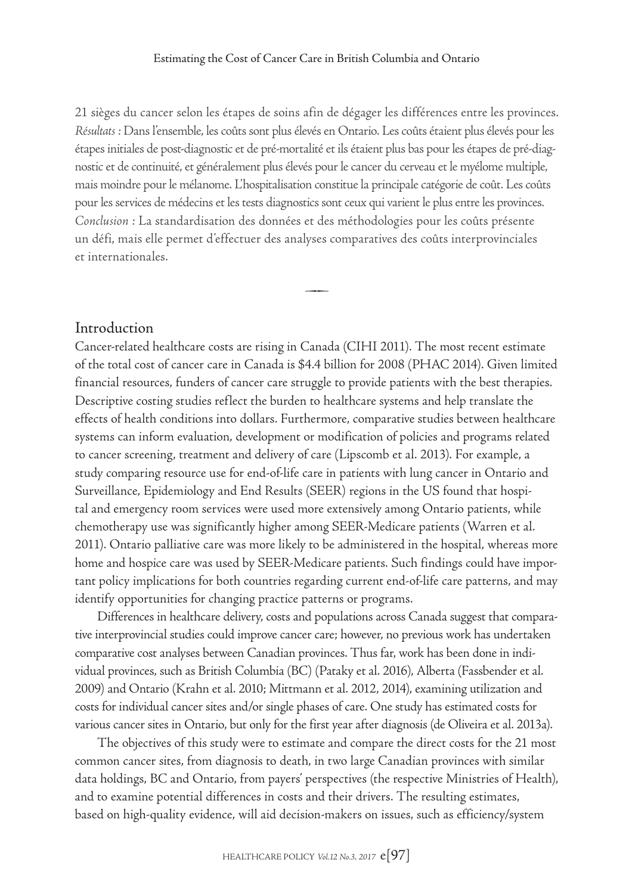21 sièges du cancer selon les étapes de soins afin de dégager les différences entre les provinces. *Résultats* : Dans l'ensemble, les coûts sont plus élevés en Ontario. Les coûts étaient plus élevés pour les étapes initiales de post-diagnostic et de pré-mortalité et ils étaient plus bas pour les étapes de pré-diagnostic et de continuité, et généralement plus élevés pour le cancer du cerveau et le myélome multiple, mais moindre pour le mélanome. L'hospitalisation constitue la principale catégorie de coût. Les coûts pour les services de médecins et les tests diagnostics sont ceux qui varient le plus entre les provinces. *Conclusion* : La standardisation des données et des méthodologies pour les coûts présente un défi, mais elle permet d'effectuer des analyses comparatives des coûts interprovinciales et internationales.

## Introduction

Cancer-related healthcare costs are rising in Canada (CIHI 2011). The most recent estimate of the total cost of cancer care in Canada is $4.4 billion for 2008 (PHAC 2014). Given limited financial resources, funders of cancer care struggle to provide patients with the best therapies. Descriptive costing studies reflect the burden to healthcare systems and help translate the effects of health conditions into dollars. Furthermore, comparative studies between healthcare systems can inform evaluation, development or modification of policies and programs related to cancer screening, treatment and delivery of care (Lipscomb et al. 2013). For example, a study comparing resource use for end-of-life care in patients with lung cancer in Ontario and Surveillance, Epidemiology and End Results (SEER) regions in the US found that hospital and emergency room services were used more extensively among Ontario patients, while chemotherapy use was significantly higher among SEER-Medicare patients (Warren et al. 2011). Ontario palliative care was more likely to be administered in the hospital, whereas more home and hospice care was used by SEER-Medicare patients. Such findings could have important policy implications for both countries regarding current end-of-life care patterns, and may identify opportunities for changing practice patterns or programs.

Differences in healthcare delivery, costs and populations across Canada suggest that comparative interprovincial studies could improve cancer care; however, no previous work has undertaken comparative cost analyses between Canadian provinces. Thus far, work has been done in individual provinces, such as British Columbia (BC) (Pataky et al. 2016), Alberta (Fassbender et al. 2009) and Ontario (Krahn et al. 2010; Mittmann et al. 2012, 2014), examining utilization and costs for individual cancer sites and/or single phases of care. One study has estimated costs for various cancer sites in Ontario, but only for the first year after diagnosis (de Oliveira et al. 2013a).

The objectives of this study were to estimate and compare the direct costs for the 21 most common cancer sites, from diagnosis to death, in two large Canadian provinces with similar data holdings, BC and Ontario, from payers' perspectives (the respective Ministries of Health), and to examine potential differences in costs and their drivers. The resulting estimates, based on high-quality evidence, will aid decision-makers on issues, such as efficiency/system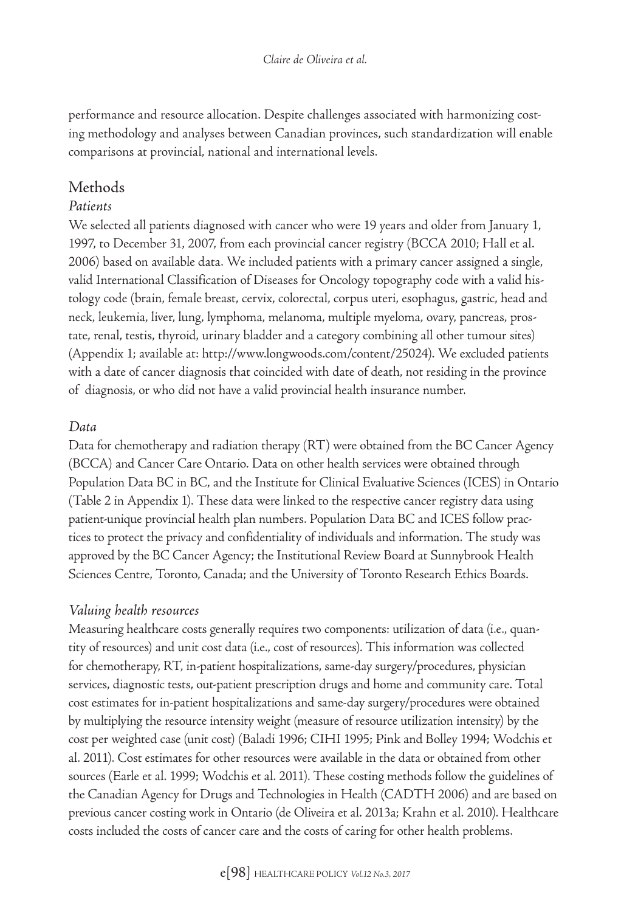performance and resource allocation. Despite challenges associated with harmonizing costing methodology and analyses between Canadian provinces, such standardization will enable comparisons at provincial, national and international levels.

## Methods

### *Patients*

We selected all patients diagnosed with cancer who were 19 years and older from January 1, 1997, to December 31, 2007, from each provincial cancer registry (BCCA 2010; Hall et al. 2006) based on available data. We included patients with a primary cancer assigned a single, valid International Classification of Diseases for Oncology topography code with a valid histology code (brain, female breast, cervix, colorectal, corpus uteri, esophagus, gastric, head and neck, leukemia, liver, lung, lymphoma, melanoma, multiple myeloma, ovary, pancreas, prostate, renal, testis, thyroid, urinary bladder and a category combining all other tumour sites) (Appendix 1; available at: http://www.longwoods.com/content/25024). We excluded patients with a date of cancer diagnosis that coincided with date of death, not residing in the province of diagnosis, or who did not have a valid provincial health insurance number.

### *Data*

Data for chemotherapy and radiation therapy (RT) were obtained from the BC Cancer Agency (BCCA) and Cancer Care Ontario. Data on other health services were obtained through Population Data BC in BC, and the Institute for Clinical Evaluative Sciences (ICES) in Ontario (Table 2 in Appendix 1). These data were linked to the respective cancer registry data using patient-unique provincial health plan numbers. Population Data BC and ICES follow practices to protect the privacy and confidentiality of individuals and information. The study was approved by the BC Cancer Agency; the Institutional Review Board at Sunnybrook Health Sciences Centre, Toronto, Canada; and the University of Toronto Research Ethics Boards.

### *Valuing health resources*

Measuring healthcare costs generally requires two components: utilization of data (i.e., quantity of resources) and unit cost data (i.e., cost of resources). This information was collected for chemotherapy, RT, in-patient hospitalizations, same-day surgery/procedures, physician services, diagnostic tests, out-patient prescription drugs and home and community care. Total cost estimates for in-patient hospitalizations and same-day surgery/procedures were obtained by multiplying the resource intensity weight (measure of resource utilization intensity) by the cost per weighted case (unit cost) (Baladi 1996; CIHI 1995; Pink and Bolley 1994; Wodchis et al. 2011). Cost estimates for other resources were available in the data or obtained from other sources (Earle et al. 1999; Wodchis et al. 2011). These costing methods follow the guidelines of the Canadian Agency for Drugs and Technologies in Health (CADTH 2006) and are based on previous cancer costing work in Ontario (de Oliveira et al. 2013a; Krahn et al. 2010). Healthcare costs included the costs of cancer care and the costs of caring for other health problems.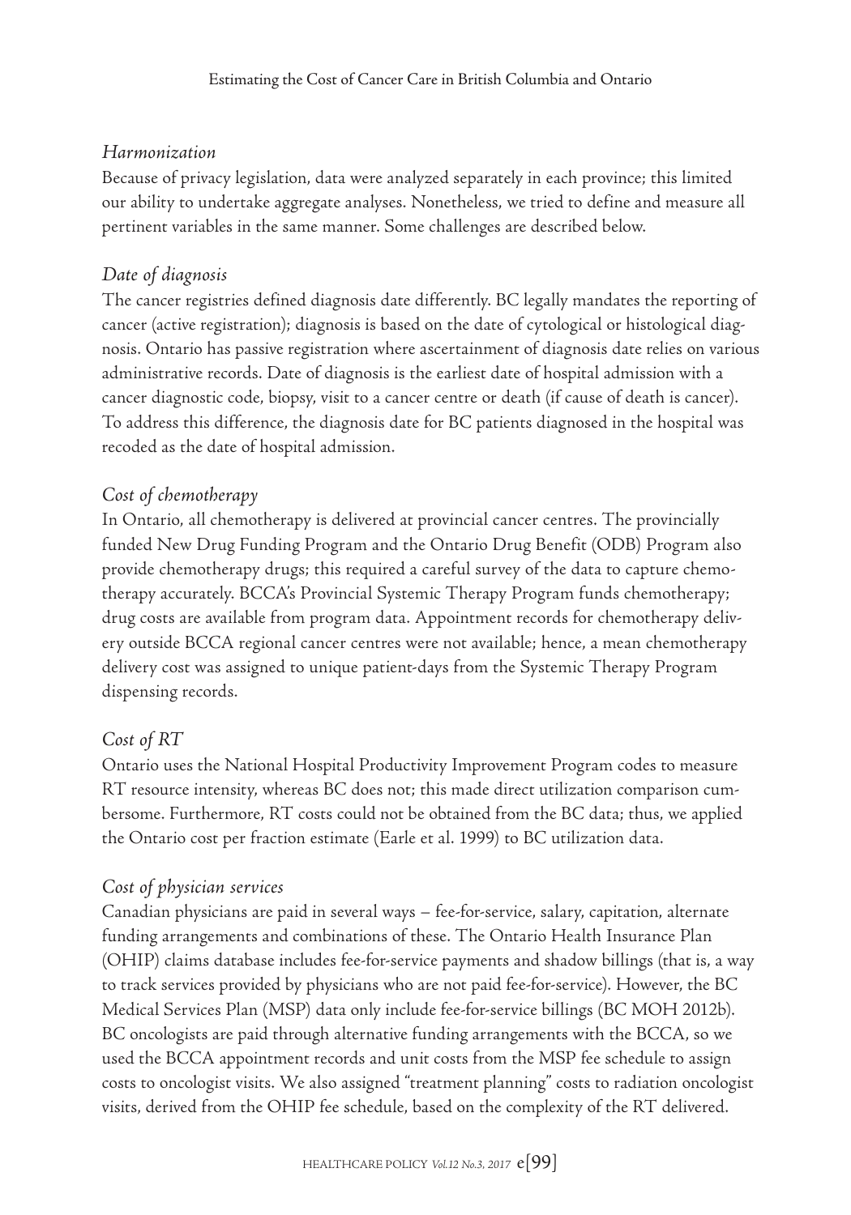*Harmonization*

Because of privacy legislation, data were analyzed separately in each province; this limited our ability to undertake aggregate analyses. Nonetheless, we tried to define and measure all pertinent variables in the same manner. Some challenges are described below.

*Date of diagnosis*

The cancer registries defined diagnosis date differently. BC legally mandates the reporting of cancer (active registration); diagnosis is based on the date of cytological or histological diagnosis. Ontario has passive registration where ascertainment of diagnosis date relies on various administrative records. Date of diagnosis is the earliest date of hospital admission with a cancer diagnostic code, biopsy, visit to a cancer centre or death (if cause of death is cancer). To address this difference, the diagnosis date for BC patients diagnosed in the hospital was recoded as the date of hospital admission.

*Cost of chemotherapy*

In Ontario, all chemotherapy is delivered at provincial cancer centres. The provincially funded New Drug Funding Program and the Ontario Drug Benefit (ODB) Program also provide chemotherapy drugs; this required a careful survey of the data to capture chemotherapy accurately. BCCA's Provincial Systemic Therapy Program funds chemotherapy; drug costs are available from program data. Appointment records for chemotherapy delivery outside BCCA regional cancer centres were not available; hence, a mean chemotherapy delivery cost was assigned to unique patient-days from the Systemic Therapy Program dispensing records.

*Cost of RT*

Ontario uses the National Hospital Productivity Improvement Program codes to measure RT resource intensity, whereas BC does not; this made direct utilization comparison cumbersome. Furthermore, RT costs could not be obtained from the BC data; thus, we applied the Ontario cost per fraction estimate (Earle et al. 1999) to BC utilization data.

*Cost of physician services*

Canadian physicians are paid in several ways – fee-for-service, salary, capitation, alternate funding arrangements and combinations of these. The Ontario Health Insurance Plan (OHIP) claims database includes fee-for-service payments and shadow billings (that is, a way to track services provided by physicians who are not paid fee-for-service). However, the BC Medical Services Plan (MSP) data only include fee-for-service billings (BC MOH 2012b). BC oncologists are paid through alternative funding arrangements with the BCCA, so we used the BCCA appointment records and unit costs from the MSP fee schedule to assign costs to oncologist visits. We also assigned "treatment planning" costs to radiation oncologist visits, derived from the OHIP fee schedule, based on the complexity of the RT delivered.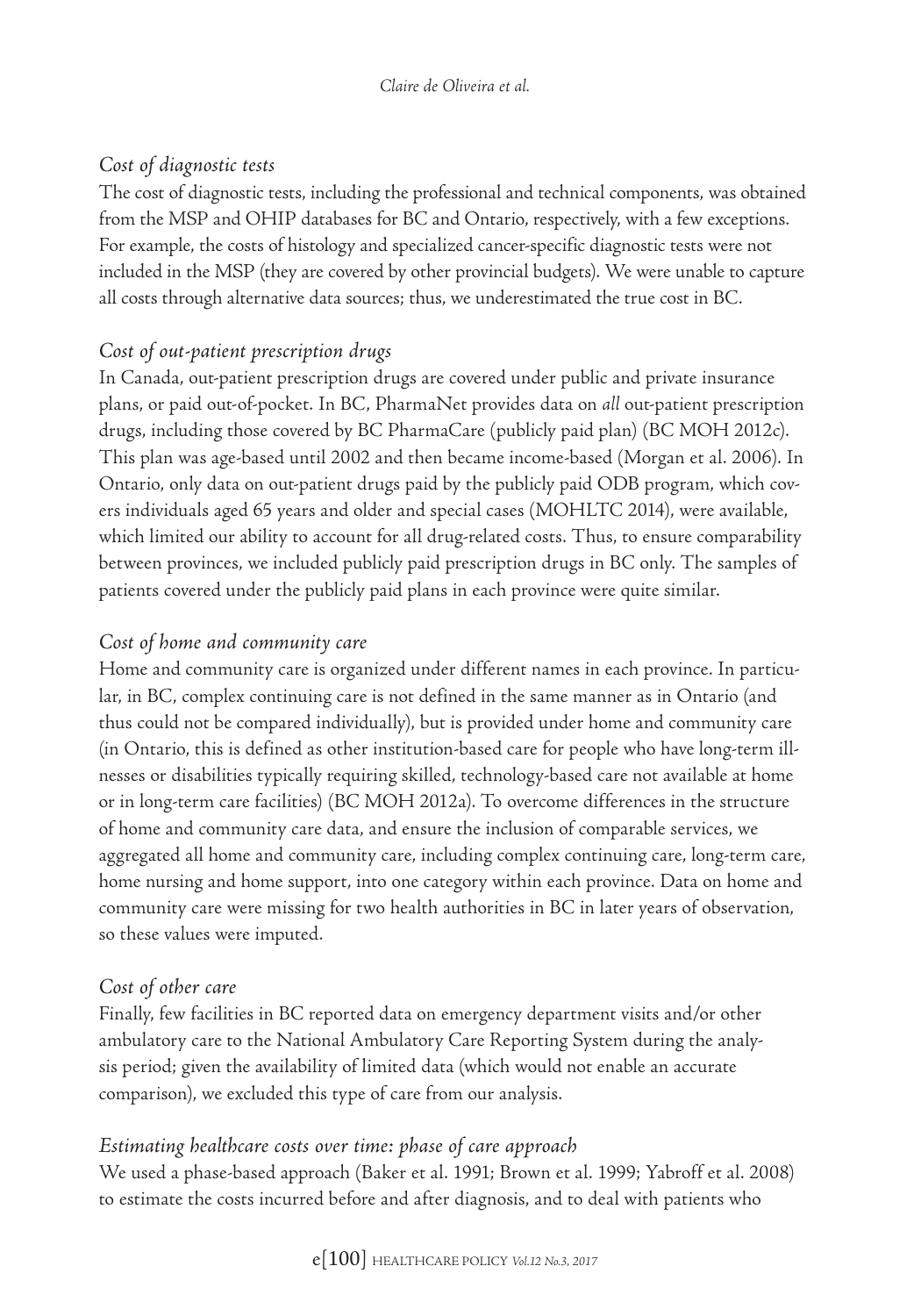### *Cost of diagnostic tests*

The cost of diagnostic tests, including the professional and technical components, was obtained from the MSP and OHIP databases for BC and Ontario, respectively, with a few exceptions. For example, the costs of histology and specialized cancer-specific diagnostic tests were not included in the MSP (they are covered by other provincial budgets). We were unable to capture all costs through alternative data sources; thus, we underestimated the true cost in BC.

### *Cost of out-patient prescription drugs*

In Canada, out-patient prescription drugs are covered under public and private insurance plans, or paid out-of-pocket. In BC, PharmaNet provides data on *all* out-patient prescription drugs, including those covered by BC PharmaCare (publicly paid plan) (BC MOH 2012c). This plan was age-based until 2002 and then became income-based (Morgan et al. 2006). In Ontario, only data on out-patient drugs paid by the publicly paid ODB program, which covers individuals aged 65 years and older and special cases (MOHLTC 2014), were available, which limited our ability to account for all drug-related costs. Thus, to ensure comparability between provinces, we included publicly paid prescription drugs in BC only. The samples of patients covered under the publicly paid plans in each province were quite similar.

### *Cost of home and community care*

Home and community care is organized under different names in each province. In particular, in BC, complex continuing care is not defined in the same manner as in Ontario (and thus could not be compared individually), but is provided under home and community care (in Ontario, this is defined as other institution-based care for people who have long-term illnesses or disabilities typically requiring skilled, technology-based care not available at home or in long-term care facilities) (BC MOH 2012a). To overcome differences in the structure of home and community care data, and ensure the inclusion of comparable services, we aggregated all home and community care, including complex continuing care, long-term care, home nursing and home support, into one category within each province. Data on home and community care were missing for two health authorities in BC in later years of observation, so these values were imputed.

### *Cost of other care*

Finally, few facilities in BC reported data on emergency department visits and/or other ambulatory care to the National Ambulatory Care Reporting System during the analysis period; given the availability of limited data (which would not enable an accurate comparison), we excluded this type of care from our analysis.

### *Estimating healthcare costs over time: phase of care approach*

We used a phase-based approach (Baker et al. 1991; Brown et al. 1999; Yabroff et al. 2008) to estimate the costs incurred before and after diagnosis, and to deal with patients who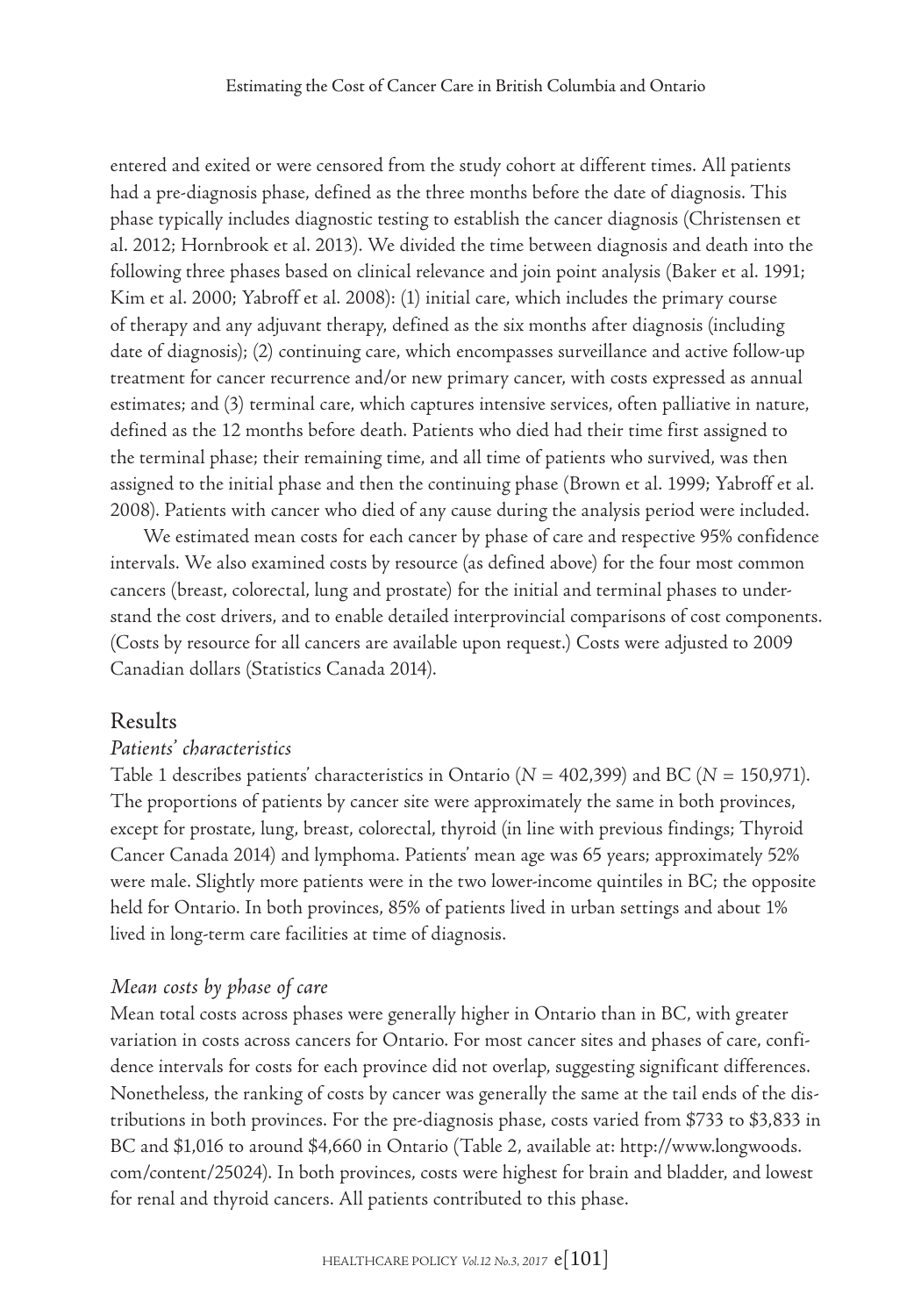entered and exited or were censored from the study cohort at different times. All patients had a pre-diagnosis phase, defined as the three months before the date of diagnosis. This phase typically includes diagnostic testing to establish the cancer diagnosis (Christensen et al. 2012; Hornbrook et al. 2013). We divided the time between diagnosis and death into the following three phases based on clinical relevance and join point analysis (Baker et al. 1991; Kim et al. 2000; Yabroff et al. 2008): (1) initial care, which includes the primary course of therapy and any adjuvant therapy, defined as the six months after diagnosis (including date of diagnosis); (2) continuing care, which encompasses surveillance and active follow-up treatment for cancer recurrence and/or new primary cancer, with costs expressed as annual estimates; and (3) terminal care, which captures intensive services, often palliative in nature, defined as the 12 months before death. Patients who died had their time first assigned to the terminal phase; their remaining time, and all time of patients who survived, was then assigned to the initial phase and then the continuing phase (Brown et al. 1999; Yabroff et al. 2008). Patients with cancer who died of any cause during the analysis period were included.

We estimated mean costs for each cancer by phase of care and respective 95% confidence intervals. We also examined costs by resource (as defined above) for the four most common cancers (breast, colorectal, lung and prostate) for the initial and terminal phases to understand the cost drivers, and to enable detailed interprovincial comparisons of cost components. (Costs by resource for all cancers are available upon request.) Costs were adjusted to 2009 Canadian dollars (Statistics Canada 2014).

## Results

### *Patients' characteristics*

Table 1 describes patients' characteristics in Ontario (*N* = 402,399) and BC (*N* = 150,971). The proportions of patients by cancer site were approximately the same in both provinces, except for prostate, lung, breast, colorectal, thyroid (in line with previous findings; Thyroid Cancer Canada 2014) and lymphoma. Patients' mean age was 65 years; approximately 52% were male. Slightly more patients were in the two lower-income quintiles in BC; the opposite held for Ontario. In both provinces, 85% of patients lived in urban settings and about 1% lived in long-term care facilities at time of diagnosis.

### *Mean costs by phase of care*

Mean total costs across phases were generally higher in Ontario than in BC, with greater variation in costs across cancers for Ontario. For most cancer sites and phases of care, confidence intervals for costs for each province did not overlap, suggesting significant differences. Nonetheless, the ranking of costs by cancer was generally the same at the tail ends of the distributions in both provinces. For the pre-diagnosis phase, costs varied from $733 to $3,833 in BC and $1,016 to around $4,660 in Ontario (Table 2, available at: http://www.longwoods.com/content/25024). In both provinces, costs were highest for brain and bladder, and lowest for renal and thyroid cancers. All patients contributed to this phase.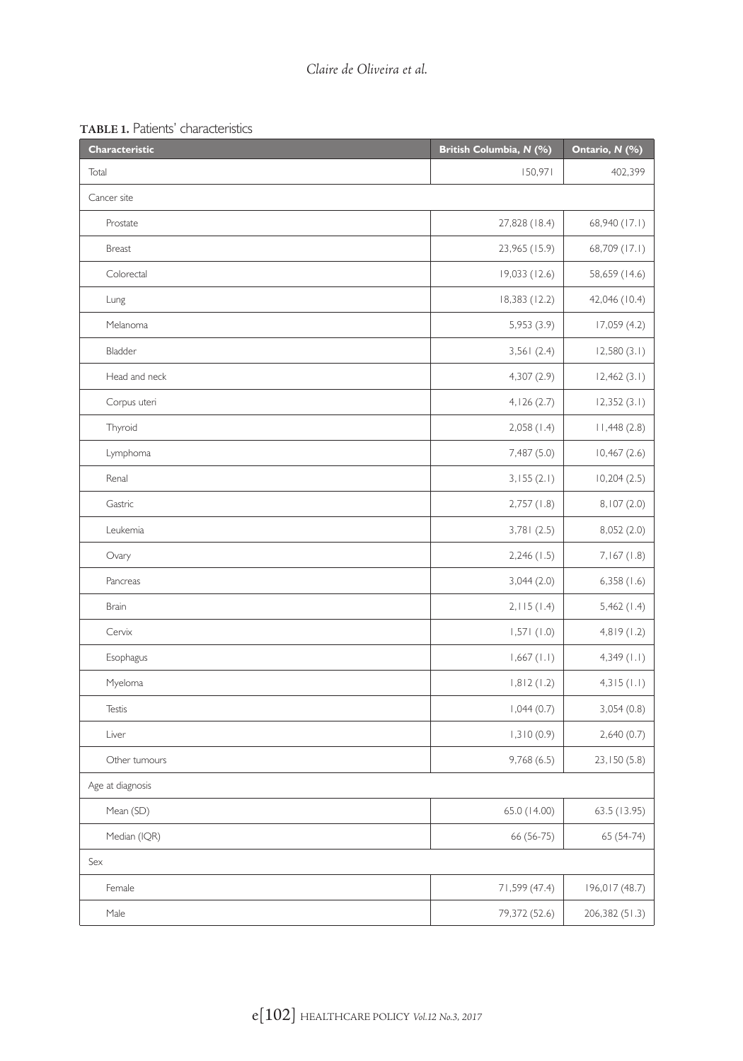**TABLE 1.** Patients' characteristics

| Characteristic | British Columbia, *N* (%) | Ontario, *N* (%) |
|---|---|---|
| Total | 150,971 | 402,399 |
| Cancer site | | |
| Prostate | 27,828 (18.4) | 68,940 (17.1) |
| Breast | 23,965 (15.9) | 68,709 (17.1) |
| Colorectal | 19,033 (12.6) | 58,659 (14.6) |
| Lung | 18,383 (12.2) | 42,046 (10.4) |
| Melanoma | 5,953 (3.9) | 17,059 (4.2) |
| Bladder | 3,561 (2.4) | 12,580 (3.1) |
| Head and neck | 4,307 (2.9) | 12,462 (3.1) |
| Corpus uteri | 4,126 (2.7) | 12,352 (3.1) |
| Thyroid | 2,058 (1.4) | 11,448 (2.8) |
| Lymphoma | 7,487 (5.0) | 10,467 (2.6) |
| Renal | 3,155 (2.1) | 10,204 (2.5) |
| Gastric | 2,757 (1.8) | 8,107 (2.0) |
| Leukemia | 3,781 (2.5) | 8,052 (2.0) |
| Ovary | 2,246 (1.5) | 7,167 (1.8) |
| Pancreas | 3,044 (2.0) | 6,358 (1.6) |
| Brain | 2,115 (1.4) | 5,462 (1.4) |
| Cervix | 1,571 (1.0) | 4,819 (1.2) |
| Esophagus | 1,667 (1.1) | 4,349 (1.1) |
| Myeloma | 1,812 (1.2) | 4,315 (1.1) |
| Testis | 1,044 (0.7) | 3,054 (0.8) |
| Liver | 1,310 (0.9) | 2,640 (0.7) |
| Other tumours | 9,768 (6.5) | 23,150 (5.8) |
| Age at diagnosis | | |
| Mean (SD) | 65.0 (14.00) | 63.5 (13.95) |
| Median (IQR) | 66 (56-75) | 65 (54-74) |
| Sex | | |
| Female | 71,599 (47.4) | 196,017 (48.7) |
| Male | 79,372 (52.6) | 206,382 (51.3) |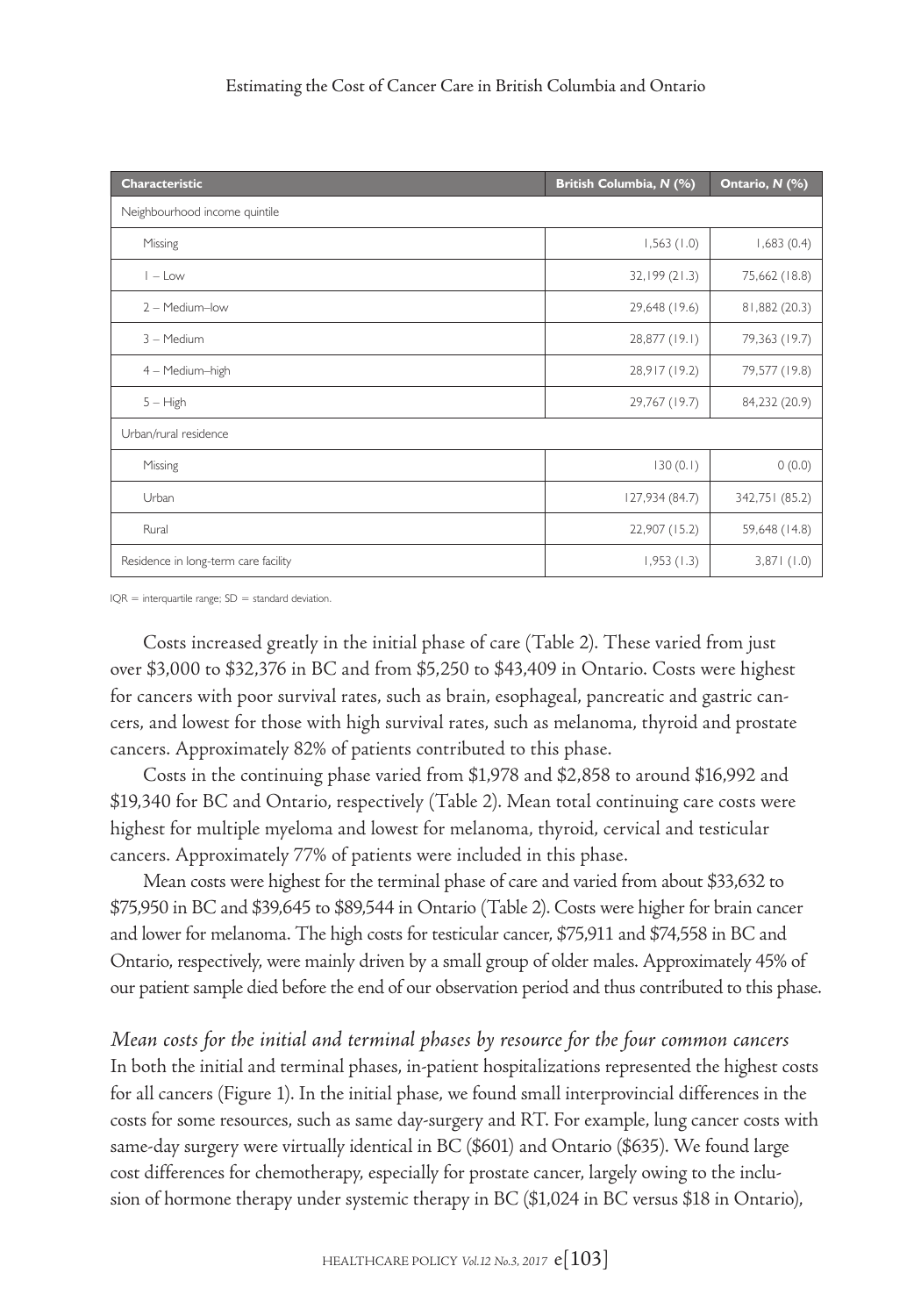| Characteristic | British Columbia, *N* (%) | Ontario, *N* (%) |
|---|---|---|
| Neighbourhood income quintile | | |
| Missing | 1,563 (1.0) | 1,683 (0.4) |
| 1 – Low | 32,199 (21.3) | 75,662 (18.8) |
| 2 – Medium–low | 29,648 (19.6) | 81,882 (20.3) |
| 3 – Medium | 28,877 (19.1) | 79,363 (19.7) |
| 4 – Medium–high | 28,917 (19.2) | 79,577 (19.8) |
| 5 – High | 29,767 (19.7) | 84,232 (20.9) |
| Urban/rural residence | | |
| Missing | 130 (0.1) | 0 (0.0) |
| Urban | 127,934 (84.7) | 342,751 (85.2) |
| Rural | 22,907 (15.2) | 59,648 (14.8) |
| Residence in long-term care facility | 1,953 (1.3) | 3,871 (1.0) |

IQR = interquartile range; SD = standard deviation.

Costs increased greatly in the initial phase of care (Table 2). These varied from just over $3,000 to $32,376 in BC and from $5,250 to $43,409 in Ontario. Costs were highest for cancers with poor survival rates, such as brain, esophageal, pancreatic and gastric cancers, and lowest for those with high survival rates, such as melanoma, thyroid and prostate cancers. Approximately 82% of patients contributed to this phase.

Costs in the continuing phase varied from $1,978 and $2,858 to around $16,992 and $19,340 for BC and Ontario, respectively (Table 2). Mean total continuing care costs were highest for multiple myeloma and lowest for melanoma, thyroid, cervical and testicular cancers. Approximately 77% of patients were included in this phase.

Mean costs were highest for the terminal phase of care and varied from about $33,632 to $75,950 in BC and $39,645 to $89,544 in Ontario (Table 2). Costs were higher for brain cancer and lower for melanoma. The high costs for testicular cancer, $75,911 and $74,558 in BC and Ontario, respectively, were mainly driven by a small group of older males. Approximately 45% of our patient sample died before the end of our observation period and thus contributed to this phase.

*Mean costs for the initial and terminal phases by resource for the four common cancers*

In both the initial and terminal phases, in-patient hospitalizations represented the highest costs for all cancers (Figure 1). In the initial phase, we found small interprovincial differences in the costs for some resources, such as same day-surgery and RT. For example, lung cancer costs with same-day surgery were virtually identical in BC ($601) and Ontario ($635). We found large cost differences for chemotherapy, especially for prostate cancer, largely owing to the inclusion of hormone therapy under systemic therapy in BC ($1,024 in BC versus $18 in Ontario),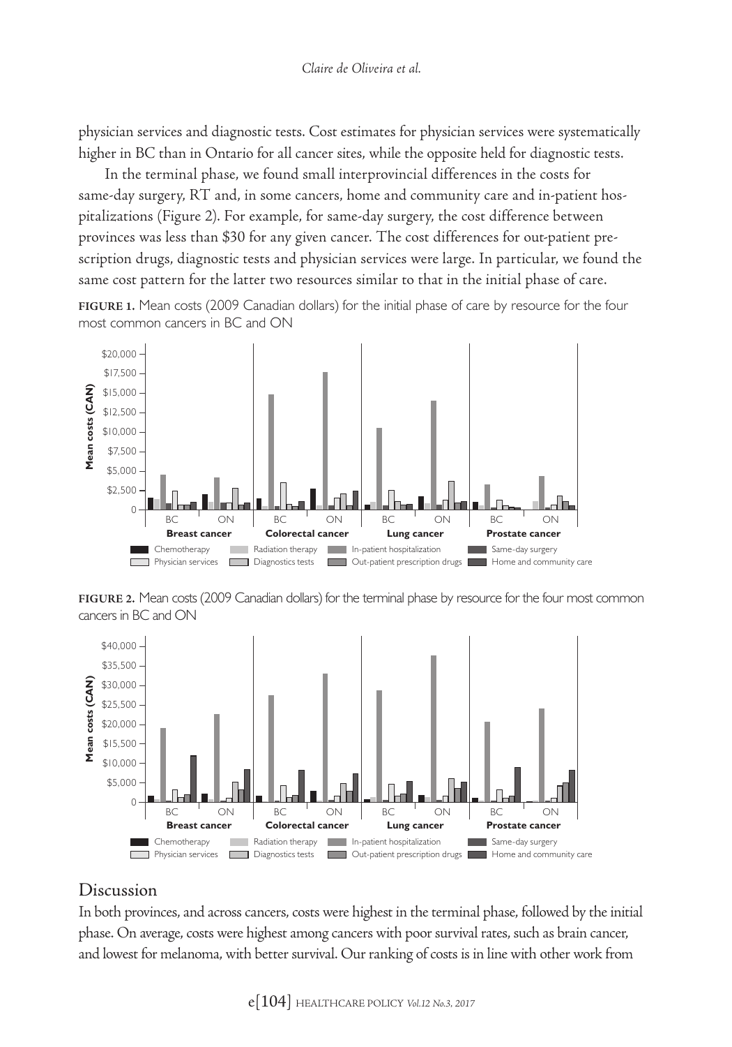physician services and diagnostic tests. Cost estimates for physician services were systematically higher in BC than in Ontario for all cancer sites, while the opposite held for diagnostic tests.

In the terminal phase, we found small interprovincial differences in the costs for same-day surgery, RT and, in some cancers, home and community care and in-patient hospitalizations (Figure 2). For example, for same-day surgery, the cost difference between provinces was less than $30 for any given cancer. The cost differences for out-patient prescription drugs, diagnostic tests and physician services were large. In particular, we found the same cost pattern for the latter two resources similar to that in the initial phase of care.

**FIGURE 1.** Mean costs (2009 Canadian dollars) for the initial phase of care by resource for the four most common cancers in BC and ON

**FIGURE 2.** Mean costs (2009 Canadian dollars) for the terminal phase by resource for the four most common cancers in BC and ON

## Discussion

In both provinces, and across cancers, costs were highest in the terminal phase, followed by the initial phase. On average, costs were highest among cancers with poor survival rates, such as brain cancer, and lowest for melanoma, with better survival. Our ranking of costs is in line with other work from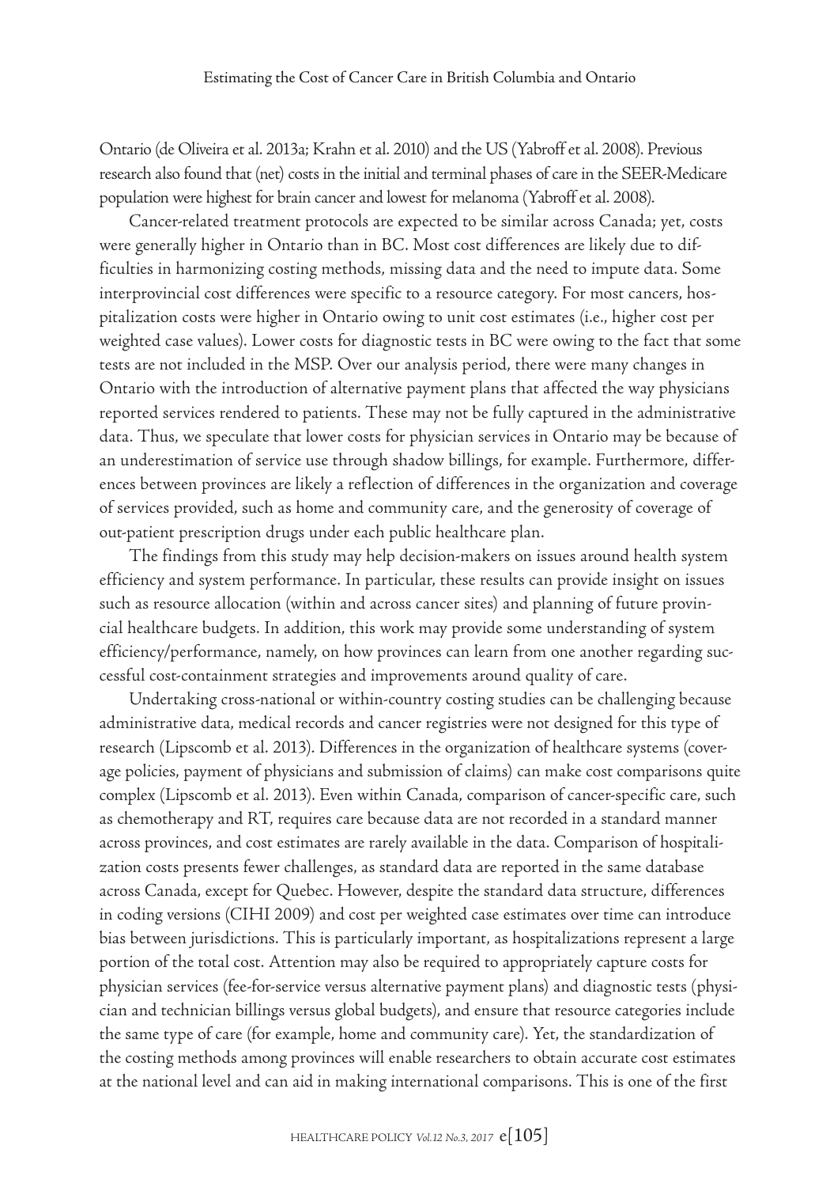Ontario (de Oliveira et al. 2013a; Krahn et al. 2010) and the US (Yabroff et al. 2008). Previous research also found that (net) costs in the initial and terminal phases of care in the SEER-Medicare population were highest for brain cancer and lowest for melanoma (Yabroff et al. 2008).

Cancer-related treatment protocols are expected to be similar across Canada; yet, costs were generally higher in Ontario than in BC. Most cost differences are likely due to difficulties in harmonizing costing methods, missing data and the need to impute data. Some interprovincial cost differences were specific to a resource category. For most cancers, hospitalization costs were higher in Ontario owing to unit cost estimates (i.e., higher cost per weighted case values). Lower costs for diagnostic tests in BC were owing to the fact that some tests are not included in the MSP. Over our analysis period, there were many changes in Ontario with the introduction of alternative payment plans that affected the way physicians reported services rendered to patients. These may not be fully captured in the administrative data. Thus, we speculate that lower costs for physician services in Ontario may be because of an underestimation of service use through shadow billings, for example. Furthermore, differences between provinces are likely a reflection of differences in the organization and coverage of services provided, such as home and community care, and the generosity of coverage of out-patient prescription drugs under each public healthcare plan.

The findings from this study may help decision-makers on issues around health system efficiency and system performance. In particular, these results can provide insight on issues such as resource allocation (within and across cancer sites) and planning of future provincial healthcare budgets. In addition, this work may provide some understanding of system efficiency/performance, namely, on how provinces can learn from one another regarding successful cost-containment strategies and improvements around quality of care.

Undertaking cross-national or within-country costing studies can be challenging because administrative data, medical records and cancer registries were not designed for this type of research (Lipscomb et al. 2013). Differences in the organization of healthcare systems (coverage policies, payment of physicians and submission of claims) can make cost comparisons quite complex (Lipscomb et al. 2013). Even within Canada, comparison of cancer-specific care, such as chemotherapy and RT, requires care because data are not recorded in a standard manner across provinces, and cost estimates are rarely available in the data. Comparison of hospitalization costs presents fewer challenges, as standard data are reported in the same database across Canada, except for Quebec. However, despite the standard data structure, differences in coding versions (CIHI 2009) and cost per weighted case estimates over time can introduce bias between jurisdictions. This is particularly important, as hospitalizations represent a large portion of the total cost. Attention may also be required to appropriately capture costs for physician services (fee-for-service versus alternative payment plans) and diagnostic tests (physician and technician billings versus global budgets), and ensure that resource categories include the same type of care (for example, home and community care). Yet, the standardization of the costing methods among provinces will enable researchers to obtain accurate cost estimates at the national level and can aid in making international comparisons. This is one of the first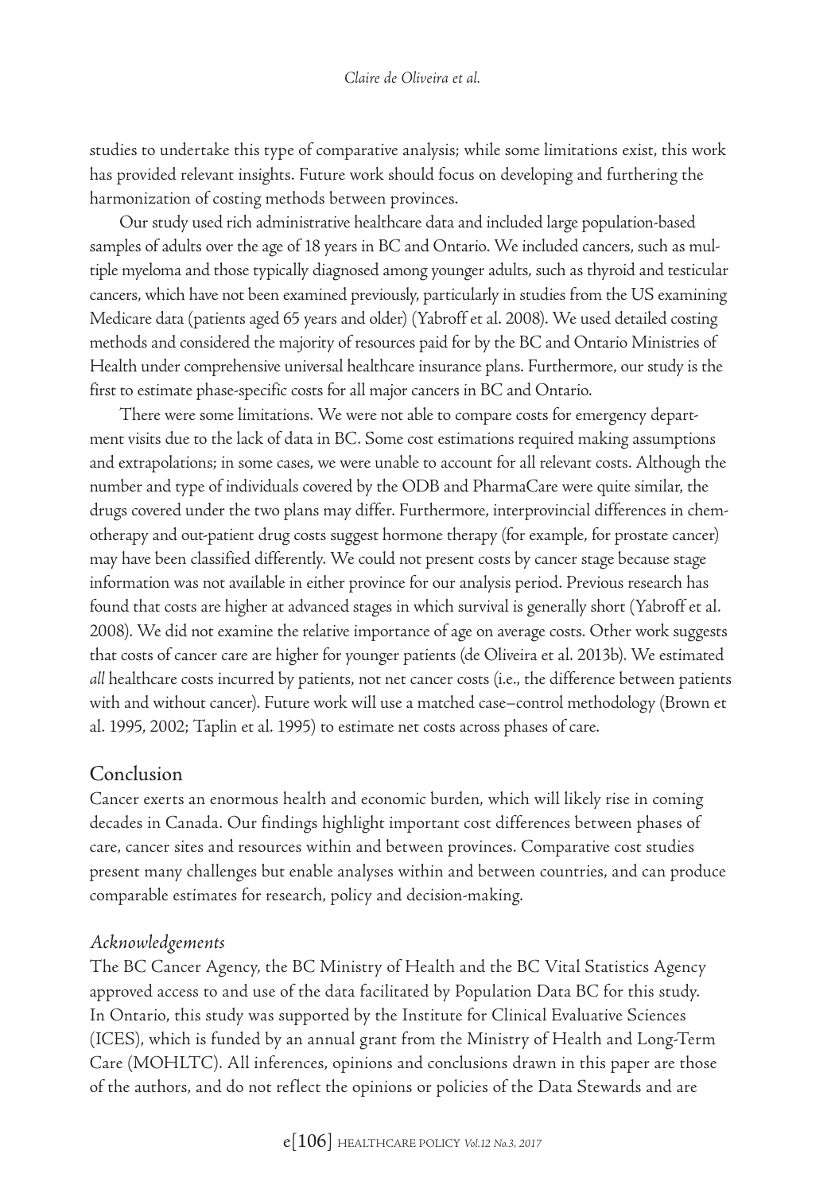studies to undertake this type of comparative analysis; while some limitations exist, this work has provided relevant insights. Future work should focus on developing and furthering the harmonization of costing methods between provinces.

Our study used rich administrative healthcare data and included large population-based samples of adults over the age of 18 years in BC and Ontario. We included cancers, such as multiple myeloma and those typically diagnosed among younger adults, such as thyroid and testicular cancers, which have not been examined previously, particularly in studies from the US examining Medicare data (patients aged 65 years and older) (Yabroff et al. 2008). We used detailed costing methods and considered the majority of resources paid for by the BC and Ontario Ministries of Health under comprehensive universal healthcare insurance plans. Furthermore, our study is the first to estimate phase-specific costs for all major cancers in BC and Ontario.

There were some limitations. We were not able to compare costs for emergency department visits due to the lack of data in BC. Some cost estimations required making assumptions and extrapolations; in some cases, we were unable to account for all relevant costs. Although the number and type of individuals covered by the ODB and PharmaCare were quite similar, the drugs covered under the two plans may differ. Furthermore, interprovincial differences in chemotherapy and out-patient drug costs suggest hormone therapy (for example, for prostate cancer) may have been classified differently. We could not present costs by cancer stage because stage information was not available in either province for our analysis period. Previous research has found that costs are higher at advanced stages in which survival is generally short (Yabroff et al. 2008). We did not examine the relative importance of age on average costs. Other work suggests that costs of cancer care are higher for younger patients (de Oliveira et al. 2013b). We estimated *all* healthcare costs incurred by patients, not net cancer costs (i.e., the difference between patients with and without cancer). Future work will use a matched case–control methodology (Brown et al. 1995, 2002; Taplin et al. 1995) to estimate net costs across phases of care.

## Conclusion

Cancer exerts an enormous health and economic burden, which will likely rise in coming decades in Canada. Our findings highlight important cost differences between phases of care, cancer sites and resources within and between provinces. Comparative cost studies present many challenges but enable analyses within and between countries, and can produce comparable estimates for research, policy and decision-making.

### *Acknowledgements*

The BC Cancer Agency, the BC Ministry of Health and the BC Vital Statistics Agency approved access to and use of the data facilitated by Population Data BC for this study. In Ontario, this study was supported by the Institute for Clinical Evaluative Sciences (ICES), which is funded by an annual grant from the Ministry of Health and Long-Term Care (MOHLTC). All inferences, opinions and conclusions drawn in this paper are those of the authors, and do not reflect the opinions or policies of the Data Stewards and are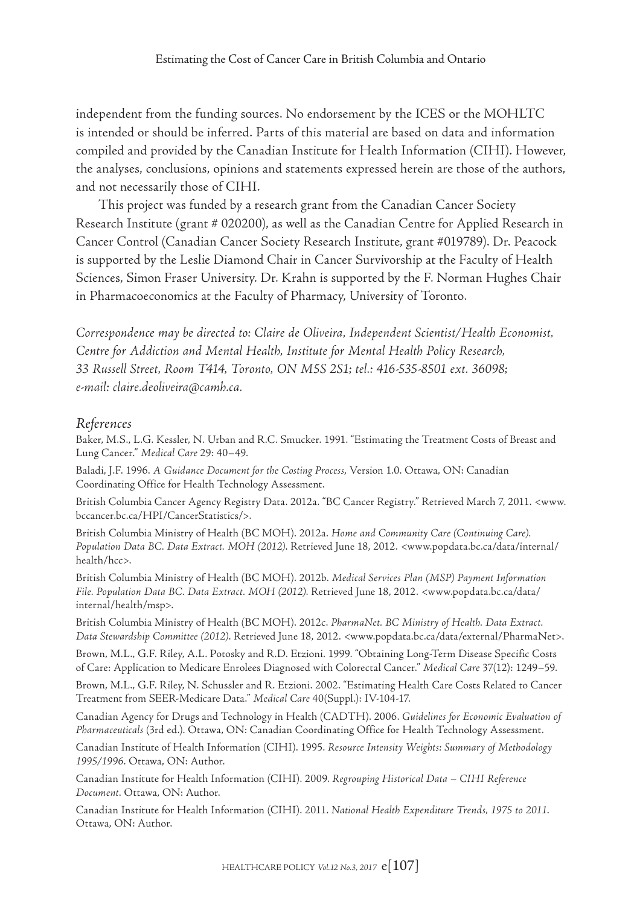independent from the funding sources. No endorsement by the ICES or the MOHLTC is intended or should be inferred. Parts of this material are based on data and information compiled and provided by the Canadian Institute for Health Information (CIHI). However, the analyses, conclusions, opinions and statements expressed herein are those of the authors, and not necessarily those of CIHI.

This project was funded by a research grant from the Canadian Cancer Society Research Institute (grant # 020200), as well as the Canadian Centre for Applied Research in Cancer Control (Canadian Cancer Society Research Institute, grant #019789). Dr. Peacock is supported by the Leslie Diamond Chair in Cancer Survivorship at the Faculty of Health Sciences, Simon Fraser University. Dr. Krahn is supported by the F. Norman Hughes Chair in Pharmacoeconomics at the Faculty of Pharmacy, University of Toronto.

*Correspondence may be directed to: Claire de Oliveira, Independent Scientist/Health Economist, Centre for Addiction and Mental Health, Institute for Mental Health Policy Research, 33 Russell Street, Room T414, Toronto, ON M5S 2S1; tel.: 416-535-8501 ext. 36098; e-mail: claire.deoliveira@camh.ca.*

## *References*

Baker, M.S., L.G. Kessler, N. Urban and R.C. Smucker. 1991. "Estimating the Treatment Costs of Breast and Lung Cancer." *Medical Care* 29: 40–49.

Baladi, J.F. 1996. *A Guidance Document for the Costing Process*, Version 1.0. Ottawa, ON: Canadian Coordinating Office for Health Technology Assessment.

British Columbia Cancer Agency Registry Data. 2012a. "BC Cancer Registry." Retrieved March 7, 2011. <www.bccancer.bc.ca/HPI/CancerStatistics/>.

British Columbia Ministry of Health (BC MOH). 2012a. *Home and Community Care (Continuing Care). Population Data BC. Data Extract. MOH (2012)*. Retrieved June 18, 2012. <www.popdata.bc.ca/data/internal/health/hcc>.

British Columbia Ministry of Health (BC MOH). 2012b. *Medical Services Plan (MSP) Payment Information File. Population Data BC. Data Extract. MOH (2012)*. Retrieved June 18, 2012. <www.popdata.bc.ca/data/internal/health/msp>.

British Columbia Ministry of Health (BC MOH). 2012c. *PharmaNet. BC Ministry of Health. Data Extract. Data Stewardship Committee (2012)*. Retrieved June 18, 2012. <www.popdata.bc.ca/data/external/PharmaNet>.

Brown, M.L., G.F. Riley, A.L. Potosky and R.D. Etzioni. 1999. "Obtaining Long-Term Disease Specific Costs of Care: Application to Medicare Enrolees Diagnosed with Colorectal Cancer." *Medical Care* 37(12): 1249–59.

Brown, M.L., G.F. Riley, N. Schussler and R. Etzioni. 2002. "Estimating Health Care Costs Related to Cancer Treatment from SEER-Medicare Data." *Medical Care* 40(Suppl.): IV-104-17.

Canadian Agency for Drugs and Technology in Health (CADTH). 2006. *Guidelines for Economic Evaluation of Pharmaceuticals* (3rd ed.). Ottawa, ON: Canadian Coordinating Office for Health Technology Assessment.

Canadian Institute of Health Information (CIHI). 1995. *Resource Intensity Weights: Summary of Methodology 1995/1996*. Ottawa, ON: Author.

Canadian Institute for Health Information (CIHI). 2009. *Regrouping Historical Data – CIHI Reference Document*. Ottawa, ON: Author.

Canadian Institute for Health Information (CIHI). 2011. *National Health Expenditure Trends, 1975 to 2011*. Ottawa, ON: Author.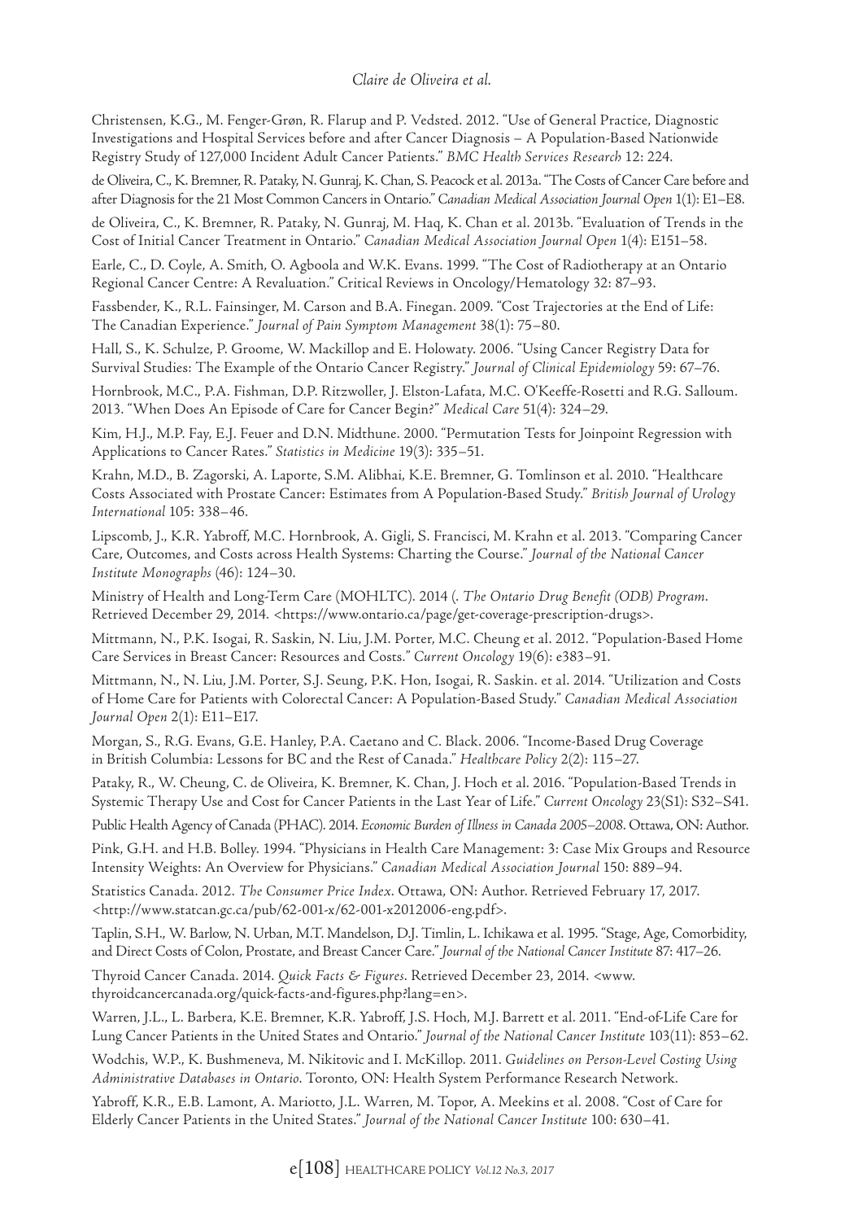Christensen, K.G., M. Fenger-Grøn, R. Flarup and P. Vedsted. 2012. "Use of General Practice, Diagnostic Investigations and Hospital Services before and after Cancer Diagnosis – A Population-Based Nationwide Registry Study of 127,000 Incident Adult Cancer Patients." *BMC Health Services Research* 12: 224.

de Oliveira, C., K. Bremner, R. Pataky, N. Gunraj, K. Chan, S. Peacock et al. 2013a. "The Costs of Cancer Care before and after Diagnosis for the 21 Most Common Cancers in Ontario." *Canadian Medical Association Journal Open* 1(1): E1–E8.

de Oliveira, C., K. Bremner, R. Pataky, N. Gunraj, M. Haq, K. Chan et al. 2013b. "Evaluation of Trends in the Cost of Initial Cancer Treatment in Ontario." *Canadian Medical Association Journal Open* 1(4): E151–58.

Earle, C., D. Coyle, A. Smith, O. Agboola and W.K. Evans. 1999. "The Cost of Radiotherapy at an Ontario Regional Cancer Centre: A Revaluation." Critical Reviews in Oncology/Hematology 32: 87–93.

Fassbender, K., R.L. Fainsinger, M. Carson and B.A. Finegan. 2009. "Cost Trajectories at the End of Life: The Canadian Experience." *Journal of Pain Symptom Management* 38(1): 75–80.

Hall, S., K. Schulze, P. Groome, W. Mackillop and E. Holowaty. 2006. "Using Cancer Registry Data for Survival Studies: The Example of the Ontario Cancer Registry." *Journal of Clinical Epidemiology* 59: 67–76.

Hornbrook, M.C., P.A. Fishman, D.P. Ritzwoller, J. Elston-Lafata, M.C. O'Keeffe-Rosetti and R.G. Salloum. 2013. "When Does An Episode of Care for Cancer Begin?" *Medical Care* 51(4): 324–29.

Kim, H.J., M.P. Fay, E.J. Feuer and D.N. Midthune. 2000. "Permutation Tests for Joinpoint Regression with Applications to Cancer Rates." *Statistics in Medicine* 19(3): 335–51.

Krahn, M.D., B. Zagorski, A. Laporte, S.M. Alibhai, K.E. Bremner, G. Tomlinson et al. 2010. "Healthcare Costs Associated with Prostate Cancer: Estimates from A Population-Based Study." *British Journal of Urology International* 105: 338–46.

Lipscomb, J., K.R. Yabroff, M.C. Hornbrook, A. Gigli, S. Francisci, M. Krahn et al. 2013. "Comparing Cancer Care, Outcomes, and Costs across Health Systems: Charting the Course." *Journal of the National Cancer Institute Monographs* (46): 124–30.

Ministry of Health and Long-Term Care (MOHLTC). 2014 (. *The Ontario Drug Benefit (ODB) Program*. Retrieved December 29, 2014. <https://www.ontario.ca/page/get-coverage-prescription-drugs>.

Mittmann, N., P.K. Isogai, R. Saskin, N. Liu, J.M. Porter, M.C. Cheung et al. 2012. "Population-Based Home Care Services in Breast Cancer: Resources and Costs." *Current Oncology* 19(6): e383–91.

Mittmann, N., N. Liu, J.M. Porter, S.J. Seung, P.K. Hon, Isogai, R. Saskin. et al. 2014. "Utilization and Costs of Home Care for Patients with Colorectal Cancer: A Population-Based Study." *Canadian Medical Association Journal Open* 2(1): E11–E17.

Morgan, S., R.G. Evans, G.E. Hanley, P.A. Caetano and C. Black. 2006. "Income-Based Drug Coverage in British Columbia: Lessons for BC and the Rest of Canada." *Healthcare Policy* 2(2): 115–27.

Pataky, R., W. Cheung, C. de Oliveira, K. Bremner, K. Chan, J. Hoch et al. 2016. "Population-Based Trends in Systemic Therapy Use and Cost for Cancer Patients in the Last Year of Life." *Current Oncology* 23(S1): S32–S41.

Public Health Agency of Canada (PHAC). 2014. *Economic Burden of Illness in Canada 2005–2008*. Ottawa, ON: Author.

Pink, G.H. and H.B. Bolley. 1994. "Physicians in Health Care Management: 3: Case Mix Groups and Resource Intensity Weights: An Overview for Physicians." *Canadian Medical Association Journal* 150: 889–94.

Statistics Canada. 2012. *The Consumer Price Index*. Ottawa, ON: Author. Retrieved February 17, 2017. <http://www.statcan.gc.ca/pub/62-001-x/62-001-x2012006-eng.pdf>.

Taplin, S.H., W. Barlow, N. Urban, M.T. Mandelson, D.J. Timlin, L. Ichikawa et al. 1995. "Stage, Age, Comorbidity, and Direct Costs of Colon, Prostate, and Breast Cancer Care." *Journal of the National Cancer Institute* 87: 417–26.

Thyroid Cancer Canada. 2014. *Quick Facts & Figures*. Retrieved December 23, 2014. <www.thyroidcancercanada.org/quick-facts-and-figures.php?lang=en>.

Warren, J.L., L. Barbera, K.E. Bremner, K.R. Yabroff, J.S. Hoch, M.J. Barrett et al. 2011. "End-of-Life Care for Lung Cancer Patients in the United States and Ontario." *Journal of the National Cancer Institute* 103(11): 853–62.

Wodchis, W.P., K. Bushmeneva, M. Nikitovic and I. McKillop. 2011. *Guidelines on Person-Level Costing Using Administrative Databases in Ontario*. Toronto, ON: Health System Performance Research Network.

Yabroff, K.R., E.B. Lamont, A. Mariotto, J.L. Warren, M. Topor, A. Meekins et al. 2008. "Cost of Care for Elderly Cancer Patients in the United States." *Journal of the National Cancer Institute* 100: 630–41.